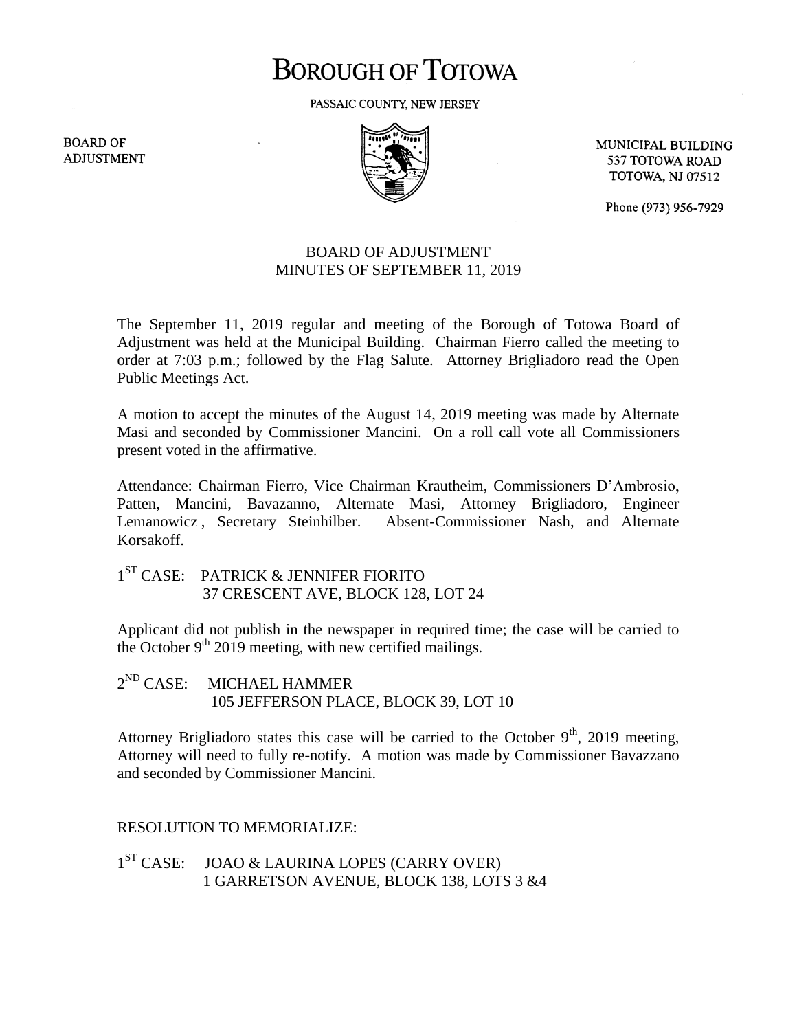# BOROUGH OF TOTOWA

PASSAIC COUNTY, NEW JERSEY

BOARD OF ADJUSTMENT

MUNICIPAL BUILDING
537 TOTOWA ROAD
TOTOWA, NJ 07512

Phone (973) 956-7929

## BOARD OF ADJUSTMENT
## MINUTES OF SEPTEMBER 11, 2019

The September 11, 2019 regular and meeting of the Borough of Totowa Board of Adjustment was held at the Municipal Building. Chairman Fierro called the meeting to order at 7:03 p.m.; followed by the Flag Salute. Attorney Brigliadoro read the Open Public Meetings Act.

A motion to accept the minutes of the August 14, 2019 meeting was made by Alternate Masi and seconded by Commissioner Mancini. On a roll call vote all Commissioners present voted in the affirmative.

Attendance: Chairman Fierro, Vice Chairman Krautheim, Commissioners D'Ambrosio, Patten, Mancini, Bavazanno, Alternate Masi, Attorney Brigliadoro, Engineer Lemanowicz , Secretary Steinhilber. Absent-Commissioner Nash, and Alternate Korsakoff.

1ST CASE: PATRICK & JENNIFER FIORITO
37 CRESCENT AVE, BLOCK 128, LOT 24

Applicant did not publish in the newspaper in required time; the case will be carried to the October 9th 2019 meeting, with new certified mailings.

2ND CASE: MICHAEL HAMMER
105 JEFFERSON PLACE, BLOCK 39, LOT 10

Attorney Brigliadoro states this case will be carried to the October 9th, 2019 meeting, Attorney will need to fully re-notify. A motion was made by Commissioner Bavazzano and seconded by Commissioner Mancini.

RESOLUTION TO MEMORIALIZE:

1ST CASE: JOAO & LAURINA LOPES (CARRY OVER)
1 GARRETSON AVENUE, BLOCK 138, LOTS 3 &4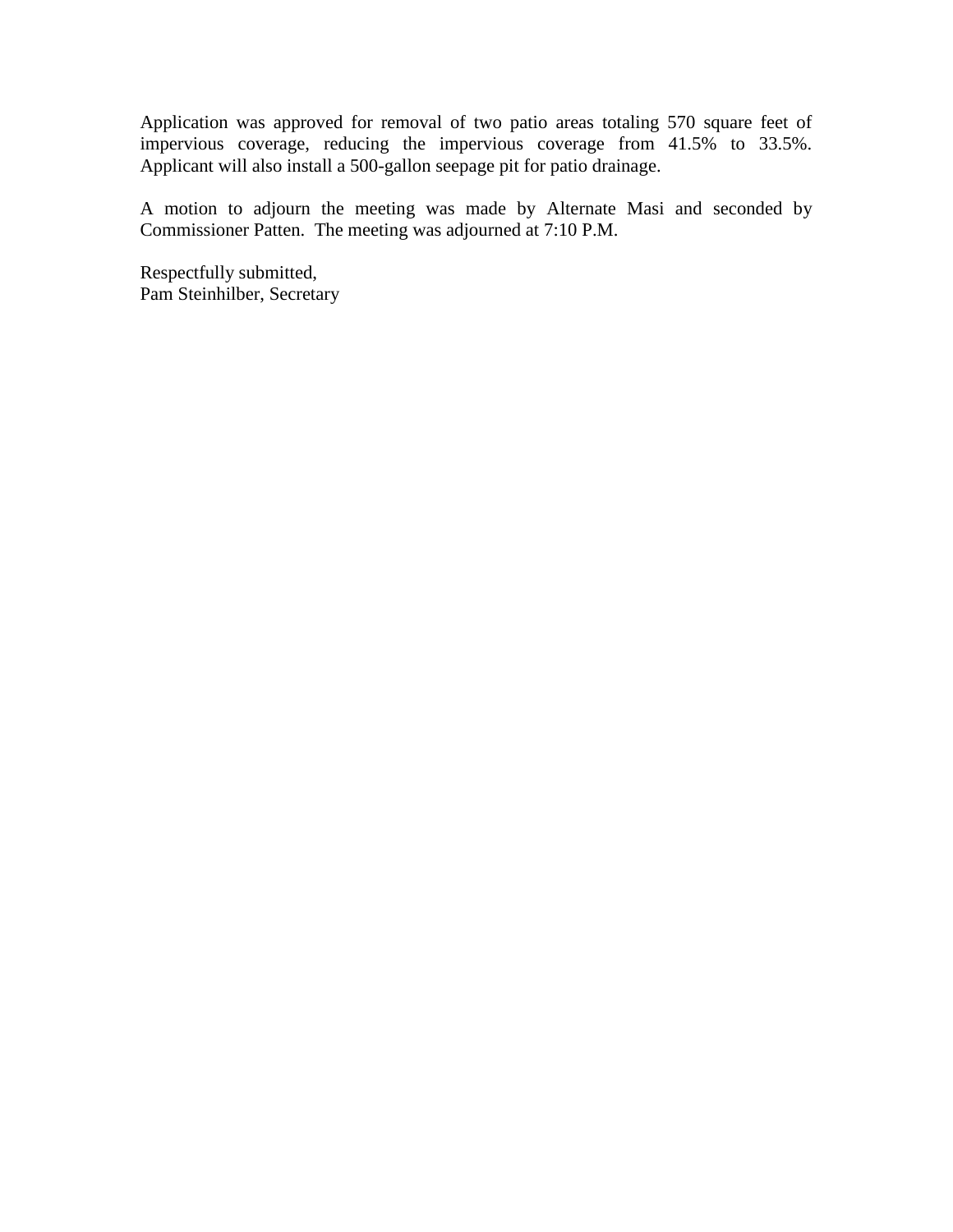Application was approved for removal of two patio areas totaling 570 square feet of impervious coverage, reducing the impervious coverage from 41.5% to 33.5%. Applicant will also install a 500-gallon seepage pit for patio drainage.

A motion to adjourn the meeting was made by Alternate Masi and seconded by Commissioner Patten. The meeting was adjourned at 7:10 P.M.

Respectfully submitted,  
Pam Steinhilber, Secretary